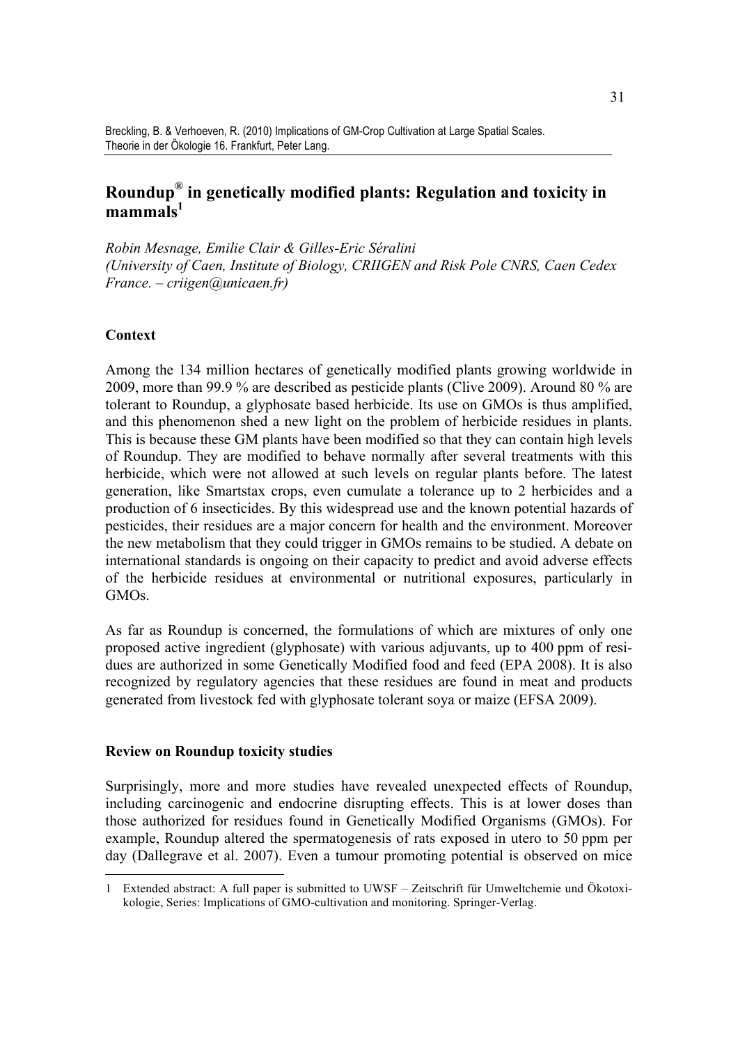Breckling, B. & Verhoeven, R. (2010) Implications of GM-Crop Cultivation at Large Spatial Scales. Theorie in der Ökologie 16. Frankfurt, Peter Lang.

# Roundup® in genetically modified plants: Regulation and toxicity in mammals[1]

*Robin Mesnage, Emilie Clair & Gilles-Eric Séralini*
*(University of Caen, Institute of Biology, CRIIGEN and Risk Pole CNRS, Caen Cedex France. – criigen@unicaen.fr)*

## Context

Among the 134 million hectares of genetically modified plants growing worldwide in 2009, more than 99.9 % are described as pesticide plants (Clive 2009). Around 80 % are tolerant to Roundup, a glyphosate based herbicide. Its use on GMOs is thus amplified, and this phenomenon shed a new light on the problem of herbicide residues in plants. This is because these GM plants have been modified so that they can contain high levels of Roundup. They are modified to behave normally after several treatments with this herbicide, which were not allowed at such levels on regular plants before. The latest generation, like Smartstax crops, even cumulate a tolerance up to 2 herbicides and a production of 6 insecticides. By this widespread use and the known potential hazards of pesticides, their residues are a major concern for health and the environment. Moreover the new metabolism that they could trigger in GMOs remains to be studied. A debate on international standards is ongoing on their capacity to predict and avoid adverse effects of the herbicide residues at environmental or nutritional exposures, particularly in GMOs.

As far as Roundup is concerned, the formulations of which are mixtures of only one proposed active ingredient (glyphosate) with various adjuvants, up to 400 ppm of residues are authorized in some Genetically Modified food and feed (EPA 2008). It is also recognized by regulatory agencies that these residues are found in meat and products generated from livestock fed with glyphosate tolerant soya or maize (EFSA 2009).

## Review on Roundup toxicity studies

Surprisingly, more and more studies have revealed unexpected effects of Roundup, including carcinogenic and endocrine disrupting effects. This is at lower doses than those authorized for residues found in Genetically Modified Organisms (GMOs). For example, Roundup altered the spermatogenesis of rats exposed in utero to 50 ppm per day (Dallegrave et al. 2007). Even a tumour promoting potential is observed on mice

[1] Extended abstract: A full paper is submitted to UWSF – Zeitschrift für Umweltchemie und Ökotoxikologie, Series: Implications of GMO-cultivation and monitoring. Springer-Verlag.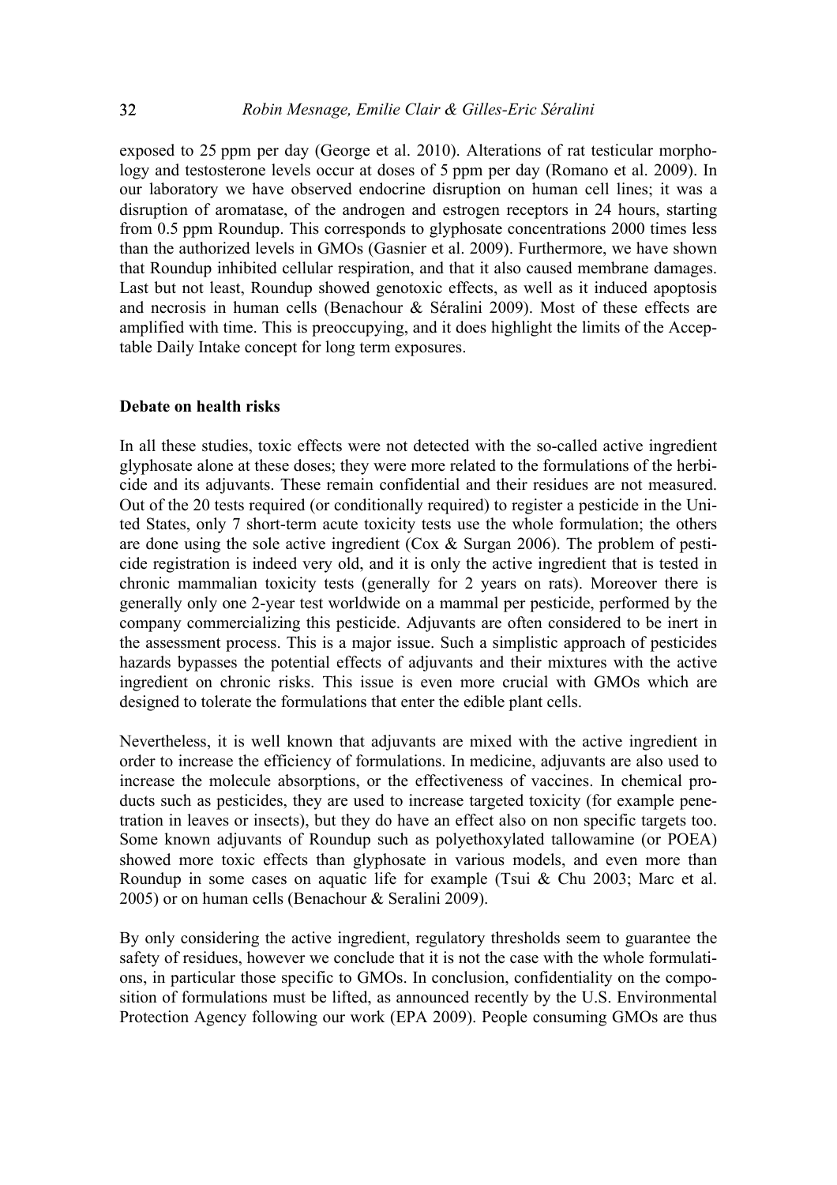exposed to 25 ppm per day (George et al. 2010). Alterations of rat testicular morphology and testosterone levels occur at doses of 5 ppm per day (Romano et al. 2009). In our laboratory we have observed endocrine disruption on human cell lines; it was a disruption of aromatase, of the androgen and estrogen receptors in 24 hours, starting from 0.5 ppm Roundup. This corresponds to glyphosate concentrations 2000 times less than the authorized levels in GMOs (Gasnier et al. 2009). Furthermore, we have shown that Roundup inhibited cellular respiration, and that it also caused membrane damages. Last but not least, Roundup showed genotoxic effects, as well as it induced apoptosis and necrosis in human cells (Benachour & Séralini 2009). Most of these effects are amplified with time. This is preoccupying, and it does highlight the limits of the Acceptable Daily Intake concept for long term exposures.

**Debate on health risks**

In all these studies, toxic effects were not detected with the so-called active ingredient glyphosate alone at these doses; they were more related to the formulations of the herbicide and its adjuvants. These remain confidential and their residues are not measured. Out of the 20 tests required (or conditionally required) to register a pesticide in the United States, only 7 short-term acute toxicity tests use the whole formulation; the others are done using the sole active ingredient (Cox & Surgan 2006). The problem of pesticide registration is indeed very old, and it is only the active ingredient that is tested in chronic mammalian toxicity tests (generally for 2 years on rats). Moreover there is generally only one 2-year test worldwide on a mammal per pesticide, performed by the company commercializing this pesticide. Adjuvants are often considered to be inert in the assessment process. This is a major issue. Such a simplistic approach of pesticides hazards bypasses the potential effects of adjuvants and their mixtures with the active ingredient on chronic risks. This issue is even more crucial with GMOs which are designed to tolerate the formulations that enter the edible plant cells.

Nevertheless, it is well known that adjuvants are mixed with the active ingredient in order to increase the efficiency of formulations. In medicine, adjuvants are also used to increase the molecule absorptions, or the effectiveness of vaccines. In chemical products such as pesticides, they are used to increase targeted toxicity (for example penetration in leaves or insects), but they do have an effect also on non specific targets too. Some known adjuvants of Roundup such as polyethoxylated tallowamine (or POEA) showed more toxic effects than glyphosate in various models, and even more than Roundup in some cases on aquatic life for example (Tsui & Chu 2003; Marc et al. 2005) or on human cells (Benachour & Seralini 2009).

By only considering the active ingredient, regulatory thresholds seem to guarantee the safety of residues, however we conclude that it is not the case with the whole formulations, in particular those specific to GMOs. In conclusion, confidentiality on the composition of formulations must be lifted, as announced recently by the U.S. Environmental Protection Agency following our work (EPA 2009). People consuming GMOs are thus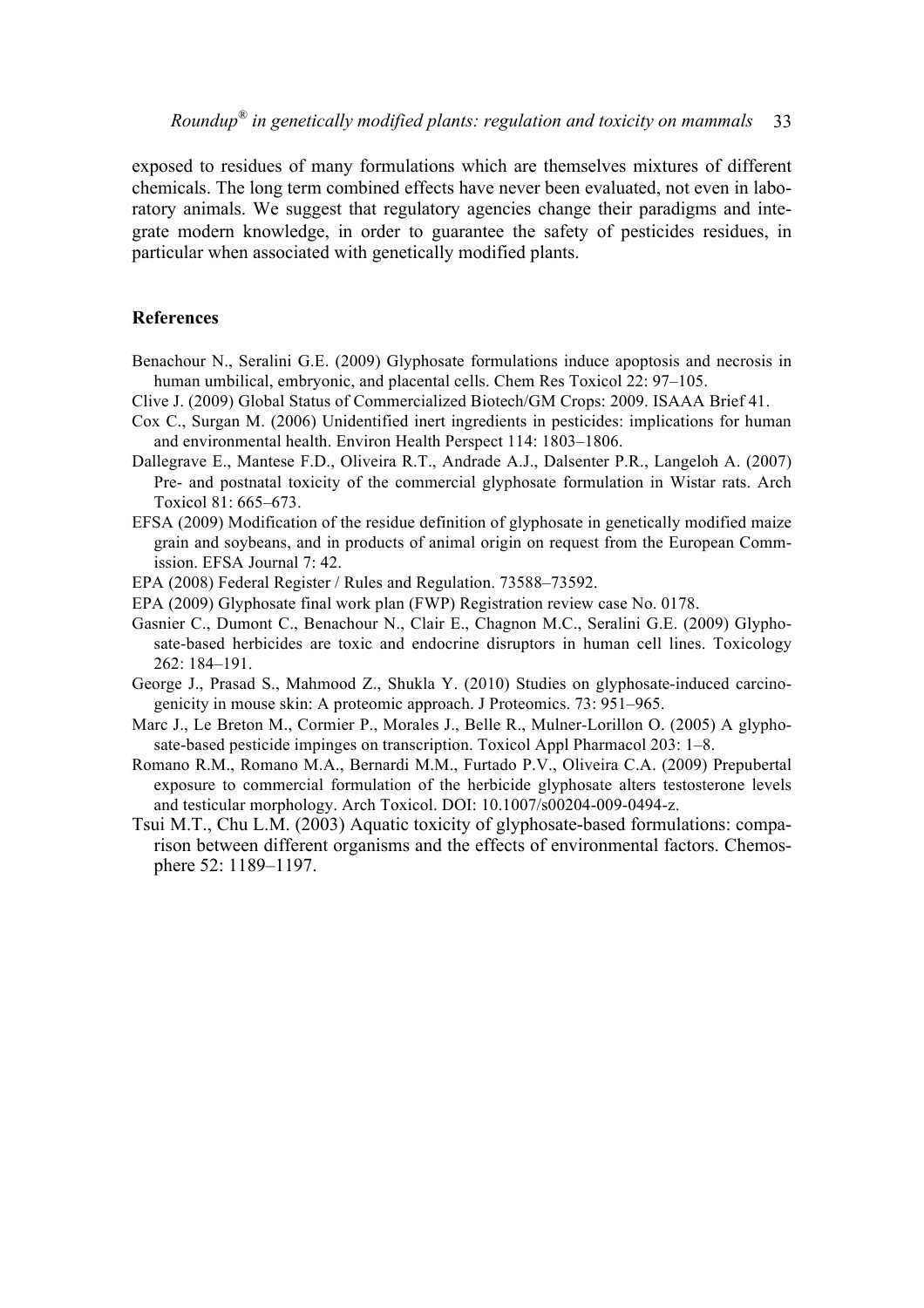exposed to residues of many formulations which are themselves mixtures of different chemicals. The long term combined effects have never been evaluated, not even in laboratory animals. We suggest that regulatory agencies change their paradigms and integrate modern knowledge, in order to guarantee the safety of pesticides residues, in particular when associated with genetically modified plants.

### References

Benachour N., Seralini G.E. (2009) Glyphosate formulations induce apoptosis and necrosis in human umbilical, embryonic, and placental cells. Chem Res Toxicol 22: 97–105.

Clive J. (2009) Global Status of Commercialized Biotech/GM Crops: 2009. ISAAA Brief 41.

Cox C., Surgan M. (2006) Unidentified inert ingredients in pesticides: implications for human and environmental health. Environ Health Perspect 114: 1803–1806.

Dallegrave E., Mantese F.D., Oliveira R.T., Andrade A.J., Dalsenter P.R., Langeloh A. (2007) Pre- and postnatal toxicity of the commercial glyphosate formulation in Wistar rats. Arch Toxicol 81: 665–673.

EFSA (2009) Modification of the residue definition of glyphosate in genetically modified maize grain and soybeans, and in products of animal origin on request from the European Commission. EFSA Journal 7: 42.

EPA (2008) Federal Register / Rules and Regulation. 73588–73592.

EPA (2009) Glyphosate final work plan (FWP) Registration review case No. 0178.

Gasnier C., Dumont C., Benachour N., Clair E., Chagnon M.C., Seralini G.E. (2009) Glyphosate-based herbicides are toxic and endocrine disruptors in human cell lines. Toxicology 262: 184–191.

George J., Prasad S., Mahmood Z., Shukla Y. (2010) Studies on glyphosate-induced carcinogenicity in mouse skin: A proteomic approach. J Proteomics. 73: 951–965.

Marc J., Le Breton M., Cormier P., Morales J., Belle R., Mulner-Lorillon O. (2005) A glyphosate-based pesticide impinges on transcription. Toxicol Appl Pharmacol 203: 1–8.

Romano R.M., Romano M.A., Bernardi M.M., Furtado P.V., Oliveira C.A. (2009) Prepubertal exposure to commercial formulation of the herbicide glyphosate alters testosterone levels and testicular morphology. Arch Toxicol. DOI: 10.1007/s00204-009-0494-z.

Tsui M.T., Chu L.M. (2003) Aquatic toxicity of glyphosate-based formulations: comparison between different organisms and the effects of environmental factors. Chemosphere 52: 1189–1197.